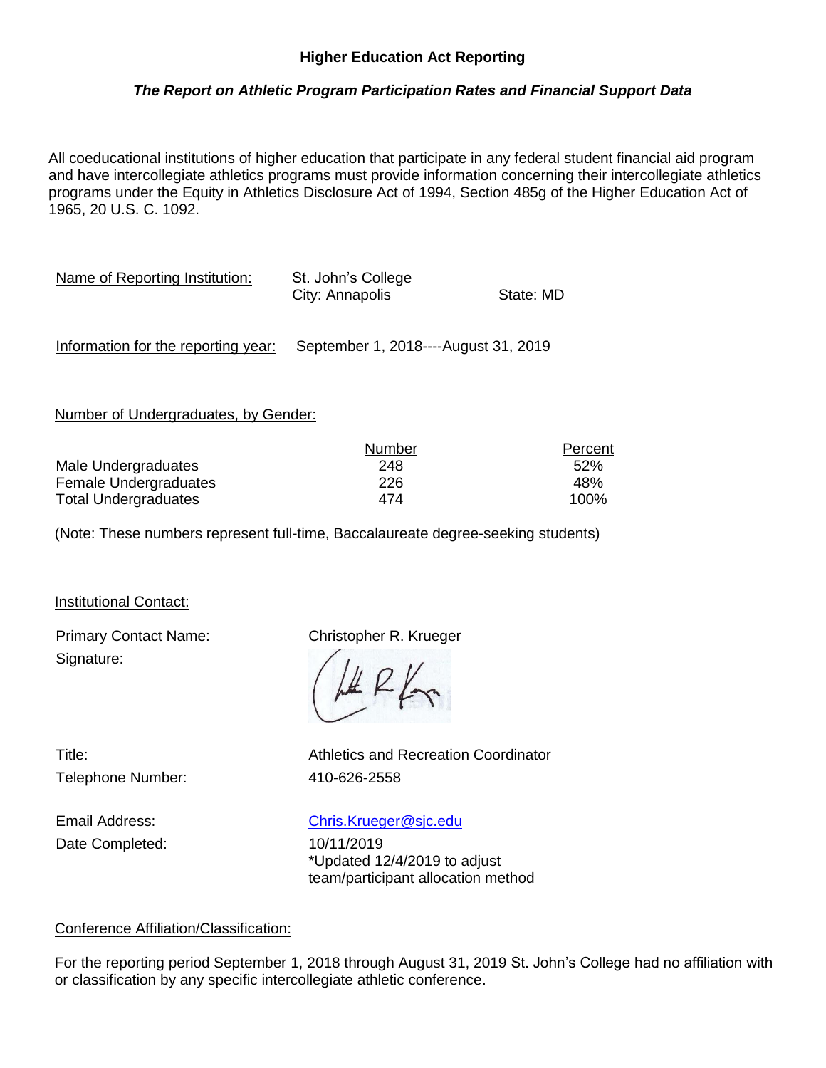**Higher Education Act Reporting**

***The Report on Athletic Program Participation Rates and Financial Support Data***

All coeducational institutions of higher education that participate in any federal student financial aid program and have intercollegiate athletics programs must provide information concerning their intercollegiate athletics programs under the Equity in Athletics Disclosure Act of 1994, Section 485g of the Higher Education Act of 1965, 20 U.S. C. 1092.

Name of Reporting Institution: St. John's College
City: Annapolis State: MD

Information for the reporting year: September 1, 2018----August 31, 2019

Number of Undergraduates, by Gender:

| | Number | Percent |
|---|---|---|
| Male Undergraduates | 248 | 52% |
| Female Undergraduates | 226 | 48% |
| Total Undergraduates | 474 | 100% |

(Note: These numbers represent full-time, Baccalaureate degree-seeking students)

Institutional Contact:

Primary Contact Name: Christopher R. Krueger

Signature:

Title: Athletics and Recreation Coordinator

Telephone Number: 410-626-2558

Email Address: Chris.Krueger@sjc.edu

Date Completed: 10/11/2019
*Updated 12/4/2019 to adjust team/participant allocation method

Conference Affiliation/Classification:

For the reporting period September 1, 2018 through August 31, 2019 St. John's College had no affiliation with or classification by any specific intercollegiate athletic conference.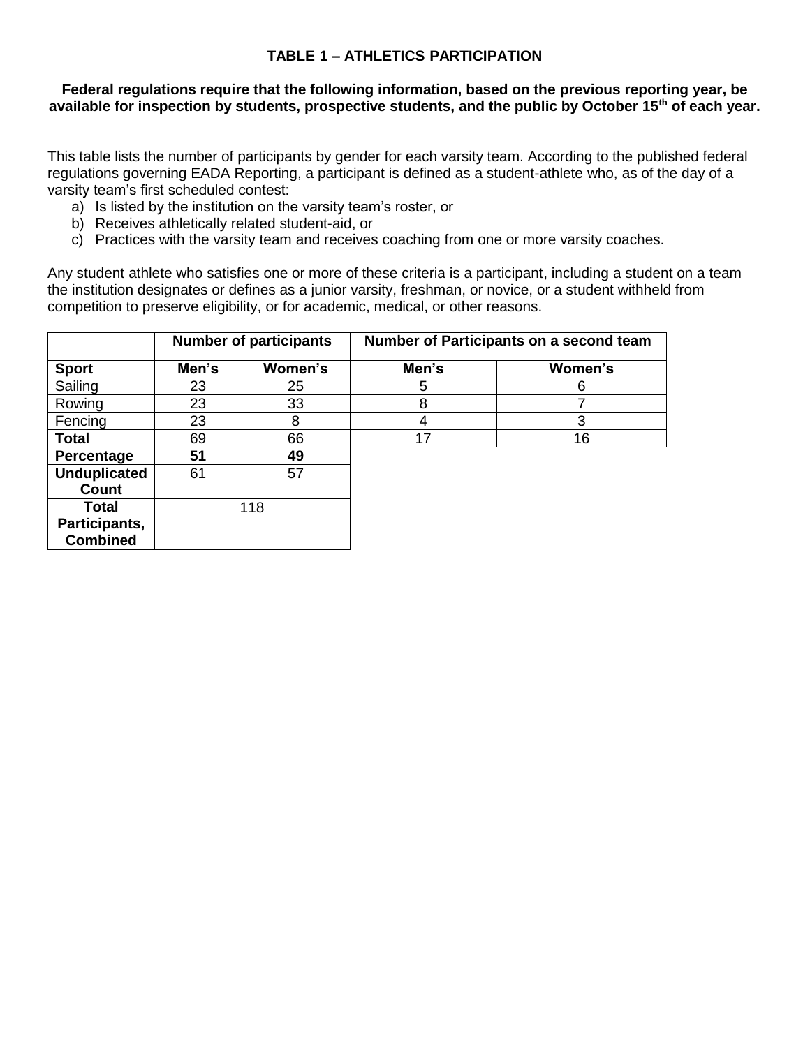**TABLE 1 – ATHLETICS PARTICIPATION**

**Federal regulations require that the following information, based on the previous reporting year, be available for inspection by students, prospective students, and the public by October 15th of each year.**

This table lists the number of participants by gender for each varsity team. According to the published federal regulations governing EADA Reporting, a participant is defined as a student-athlete who, as of the day of a varsity team's first scheduled contest:

a) Is listed by the institution on the varsity team's roster, or
b) Receives athletically related student-aid, or
c) Practices with the varsity team and receives coaching from one or more varsity coaches.

Any student athlete who satisfies one or more of these criteria is a participant, including a student on a team the institution designates or defines as a junior varsity, freshman, or novice, or a student withheld from competition to preserve eligibility, or for academic, medical, or other reasons.

| | **Number of participants** | | **Number of Participants on a second team** | |
|---|---|---|---|---|
| **Sport** | **Men's** | **Women's** | **Men's** | **Women's** |
| Sailing | 23 | 25 | 5 | 6 |
| Rowing | 23 | 33 | 8 | 7 |
| Fencing | 23 | 8 | 4 | 3 |
| **Total** | 69 | 66 | 17 | 16 |
| **Percentage** | **51** | **49** | | |
| **Unduplicated Count** | 61 | 57 | | |
| **Total Participants, Combined** | 118 | | | |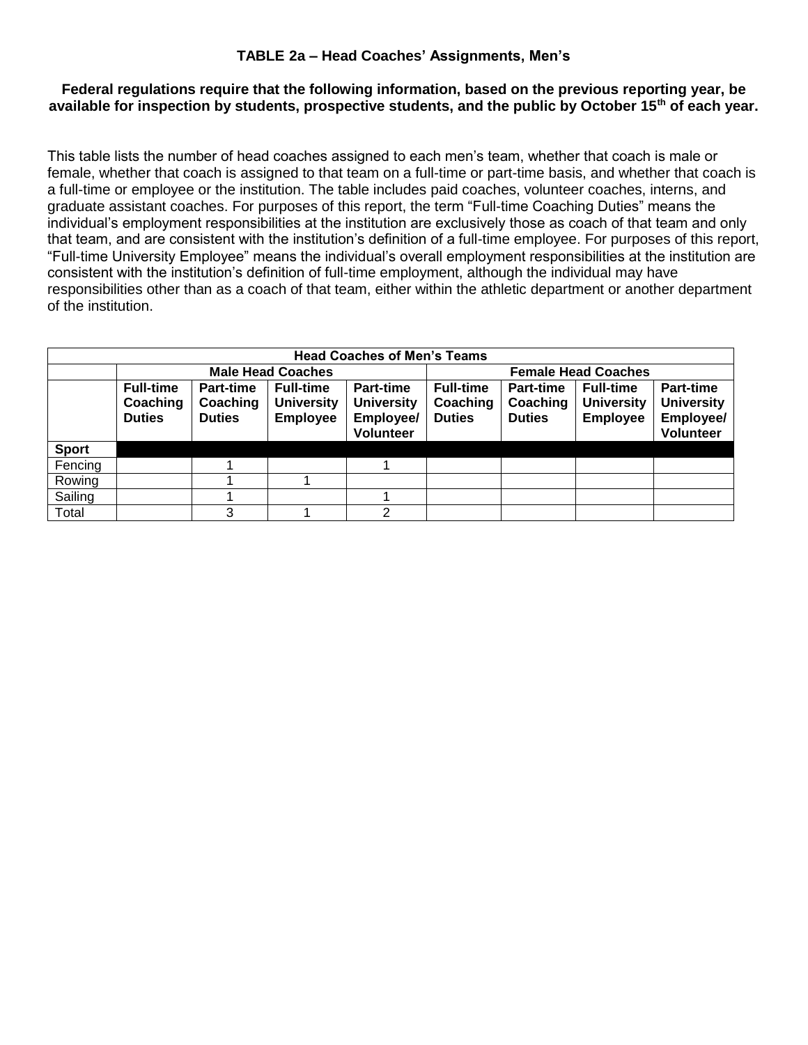**TABLE 2a – Head Coaches' Assignments, Men's**

**Federal regulations require that the following information, based on the previous reporting year, be available for inspection by students, prospective students, and the public by October 15th of each year.**

This table lists the number of head coaches assigned to each men's team, whether that coach is male or female, whether that coach is assigned to that team on a full-time or part-time basis, and whether that coach is a full-time or employee or the institution. The table includes paid coaches, volunteer coaches, interns, and graduate assistant coaches. For purposes of this report, the term "Full-time Coaching Duties" means the individual's employment responsibilities at the institution are exclusively those as coach of that team and only that team, and are consistent with the institution's definition of a full-time employee. For purposes of this report, "Full-time University Employee" means the individual's overall employment responsibilities at the institution are consistent with the institution's definition of full-time employment, although the individual may have responsibilities other than as a coach of that team, either within the athletic department or another department of the institution.

| Head Coaches of Men's Teams | | | | | | | | |
|---|---|---|---|---|---|---|---|---|
| | Male Head Coaches | | | | Female Head Coaches | | | |
| | Full-time Coaching Duties | Part-time Coaching Duties | Full-time University Employee | Part-time University Employee/ Volunteer | Full-time Coaching Duties | Part-time Coaching Duties | Full-time University Employee | Part-time University Employee/ Volunteer |
| **Sport** | | | | | | | | |
| Fencing | | 1 | | 1 | | | | |
| Rowing | | 1 | 1 | | | | | |
| Sailing | | 1 | | 1 | | | | |
| Total | | 3 | 1 | 2 | | | | |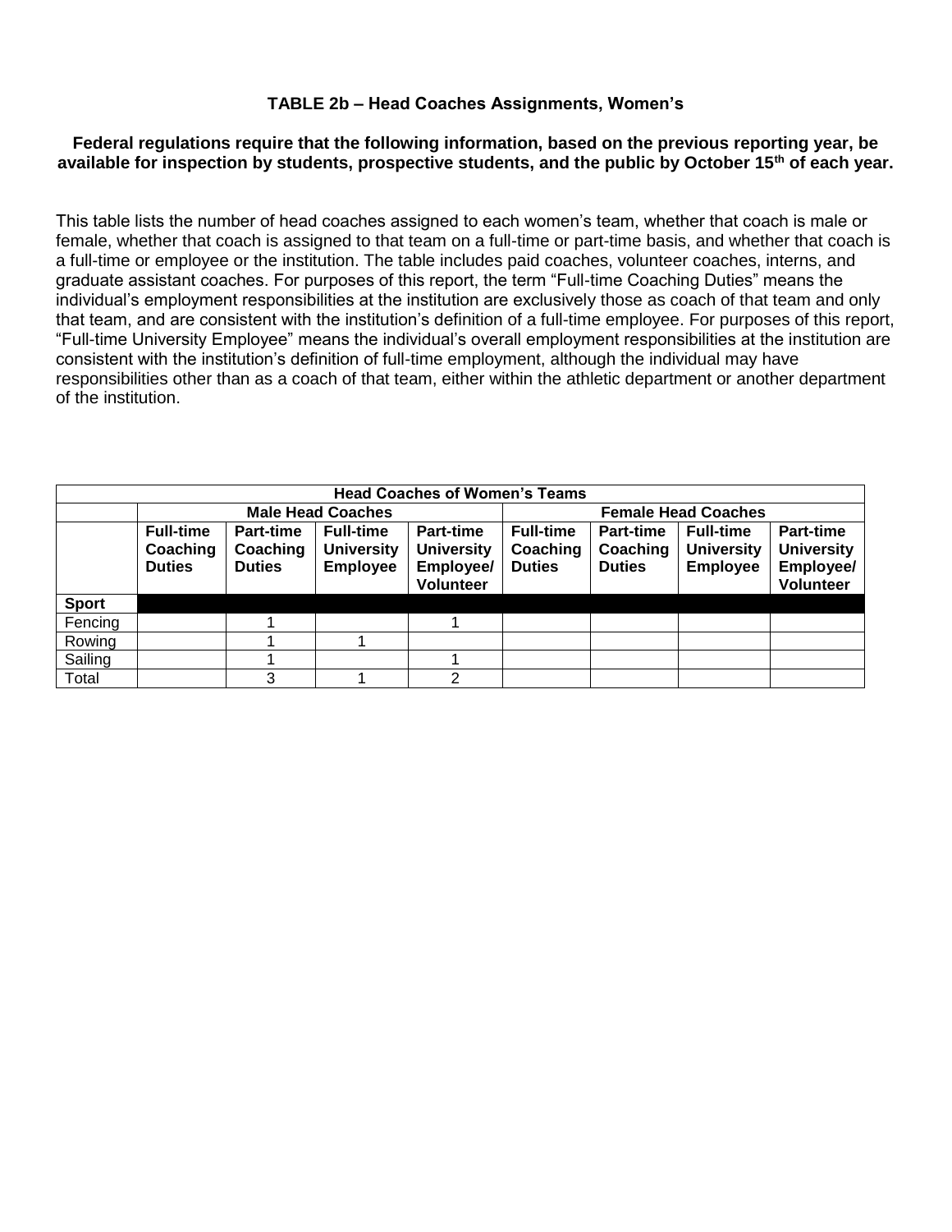### TABLE 2b – Head Coaches Assignments, Women's

**Federal regulations require that the following information, based on the previous reporting year, be available for inspection by students, prospective students, and the public by October 15th of each year.**

This table lists the number of head coaches assigned to each women's team, whether that coach is male or female, whether that coach is assigned to that team on a full-time or part-time basis, and whether that coach is a full-time or employee or the institution. The table includes paid coaches, volunteer coaches, interns, and graduate assistant coaches. For purposes of this report, the term "Full-time Coaching Duties" means the individual's employment responsibilities at the institution are exclusively those as coach of that team and only that team, and are consistent with the institution's definition of a full-time employee. For purposes of this report, "Full-time University Employee" means the individual's overall employment responsibilities at the institution are consistent with the institution's definition of full-time employment, although the individual may have responsibilities other than as a coach of that team, either within the athletic department or another department of the institution.

| Head Coaches of Women's Teams | | | | | | | | |
|---|---|---|---|---|---|---|---|---|
| | Male Head Coaches | | | | Female Head Coaches | | | |
| | Full-time Coaching Duties | Part-time Coaching Duties | Full-time University Employee | Part-time University Employee/ Volunteer | Full-time Coaching Duties | Part-time Coaching Duties | Full-time University Employee | Part-time University Employee/ Volunteer |
| **Sport** | | | | | | | | |
| Fencing | | 1 | | 1 | | | | |
| Rowing | | 1 | 1 | | | | | |
| Sailing | | 1 | | 1 | | | | |
| Total | | 3 | 1 | 2 | | | | |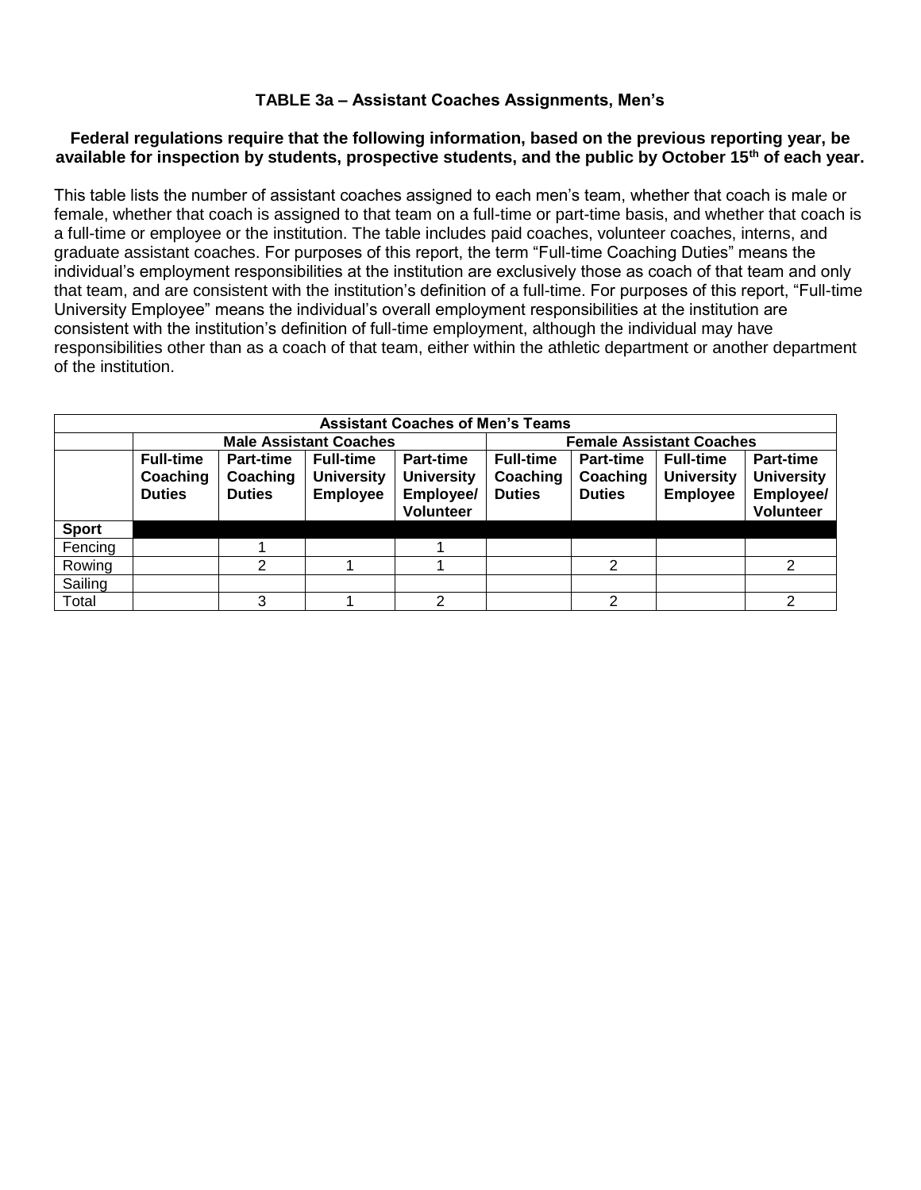**TABLE 3a – Assistant Coaches Assignments, Men's**

**Federal regulations require that the following information, based on the previous reporting year, be available for inspection by students, prospective students, and the public by October 15th of each year.**

This table lists the number of assistant coaches assigned to each men's team, whether that coach is male or female, whether that coach is assigned to that team on a full-time or part-time basis, and whether that coach is a full-time or employee or the institution. The table includes paid coaches, volunteer coaches, interns, and graduate assistant coaches. For purposes of this report, the term "Full-time Coaching Duties" means the individual's employment responsibilities at the institution are exclusively those as coach of that team and only that team, and are consistent with the institution's definition of a full-time. For purposes of this report, "Full-time University Employee" means the individual's overall employment responsibilities at the institution are consistent with the institution's definition of full-time employment, although the individual may have responsibilities other than as a coach of that team, either within the athletic department or another department of the institution.

| Assistant Coaches of Men's Teams | | | | | | | | |
|---|---|---|---|---|---|---|---|---|
| | Male Assistant Coaches | | | | Female Assistant Coaches | | | |
| | Full-time Coaching Duties | Part-time Coaching Duties | Full-time University Employee | Part-time University Employee/ Volunteer | Full-time Coaching Duties | Part-time Coaching Duties | Full-time University Employee | Part-time University Employee/ Volunteer |
| **Sport** | | | | | | | | |
| Fencing | | 1 | | 1 | | | | |
| Rowing | | 2 | 1 | 1 | | 2 | | 2 |
| Sailing | | | | | | | | |
| Total | | 3 | 1 | 2 | | 2 | | 2 |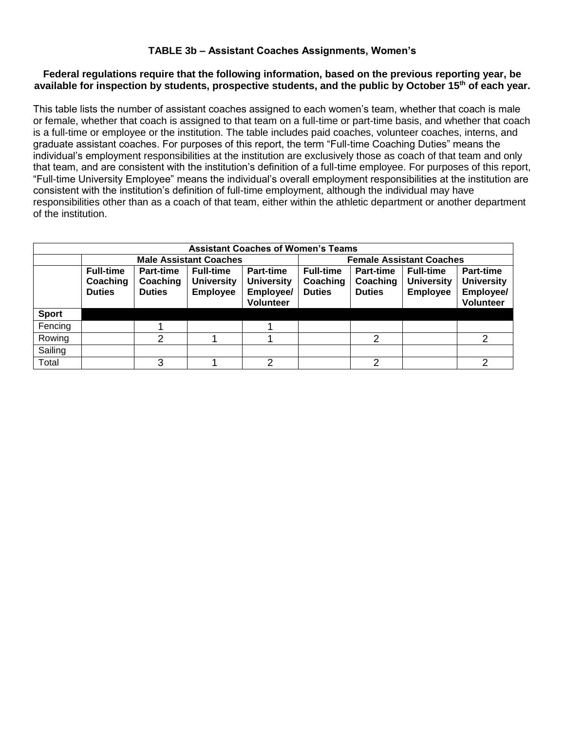### TABLE 3b – Assistant Coaches Assignments, Women's

**Federal regulations require that the following information, based on the previous reporting year, be available for inspection by students, prospective students, and the public by October 15th of each year.**

This table lists the number of assistant coaches assigned to each women's team, whether that coach is male or female, whether that coach is assigned to that team on a full-time or part-time basis, and whether that coach is a full-time or employee or the institution. The table includes paid coaches, volunteer coaches, interns, and graduate assistant coaches. For purposes of this report, the term "Full-time Coaching Duties" means the individual's employment responsibilities at the institution are exclusively those as coach of that team and only that team, and are consistent with the institution's definition of a full-time employee. For purposes of this report, "Full-time University Employee" means the individual's overall employment responsibilities at the institution are consistent with the institution's definition of full-time employment, although the individual may have responsibilities other than as a coach of that team, either within the athletic department or another department of the institution.

| Assistant Coaches of Women's Teams | | | | | | | | |
|---|---|---|---|---|---|---|---|---|
| | Male Assistant Coaches | | | | Female Assistant Coaches | | | |
| | Full-time Coaching Duties | Part-time Coaching Duties | Full-time University Employee | Part-time University Employee/ Volunteer | Full-time Coaching Duties | Part-time Coaching Duties | Full-time University Employee | Part-time University Employee/ Volunteer |
| **Sport** | | | | | | | | |
| Fencing | | 1 | | 1 | | | | |
| Rowing | | 2 | 1 | 1 | | 2 | | 2 |
| Sailing | | | | | | | | |
| Total | | 3 | 1 | 2 | | 2 | | 2 |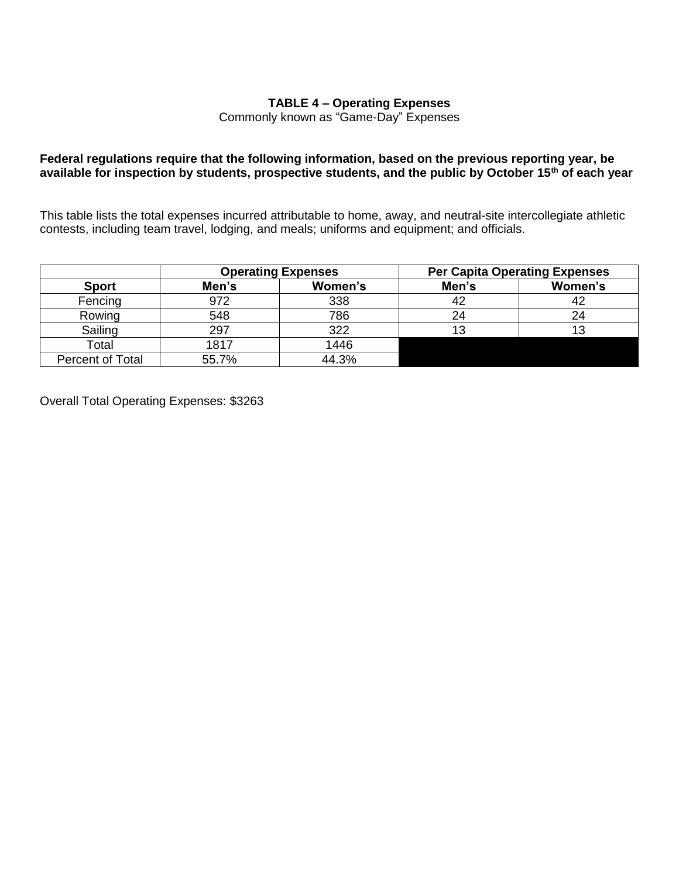**TABLE 4 – Operating Expenses**

Commonly known as "Game-Day" Expenses

**Federal regulations require that the following information, based on the previous reporting year, be available for inspection by students, prospective students, and the public by October 15th of each year**

This table lists the total expenses incurred attributable to home, away, and neutral-site intercollegiate athletic contests, including team travel, lodging, and meals; uniforms and equipment; and officials.

| | **Operating Expenses** | | **Per Capita Operating Expenses** | |
|---|---|---|---|---|
| **Sport** | **Men's** | **Women's** | **Men's** | **Women's** |
| Fencing | 972 | 338 | 42 | 42 |
| Rowing | 548 | 786 | 24 | 24 |
| Sailing | 297 | 322 | 13 | 13 |
| Total | 1817 | 1446 | | |
| Percent of Total | 55.7% | 44.3% | | |

Overall Total Operating Expenses: $3263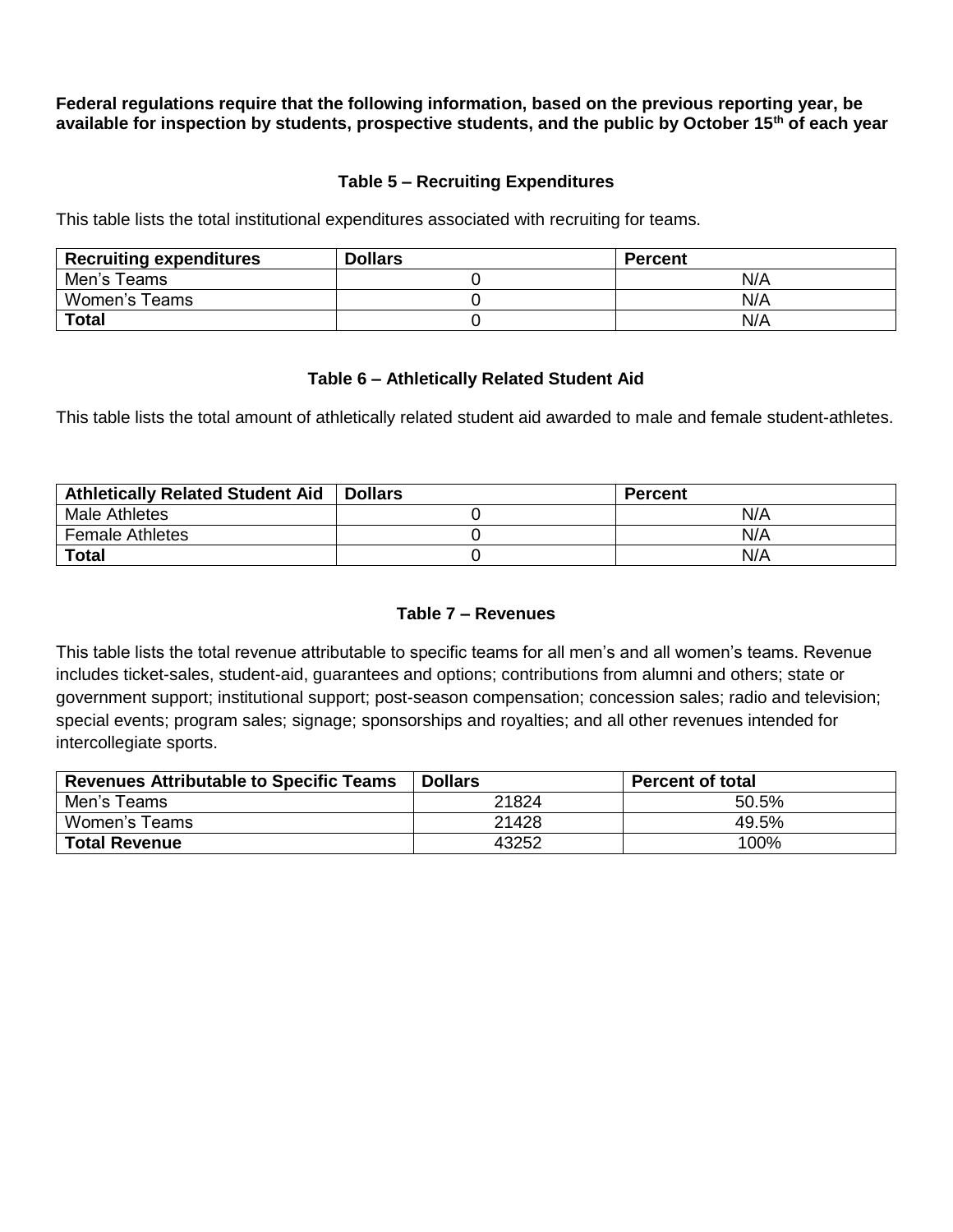**Federal regulations require that the following information, based on the previous reporting year, be available for inspection by students, prospective students, and the public by October 15th of each year**

### Table 5 – Recruiting Expenditures

This table lists the total institutional expenditures associated with recruiting for teams.

| Recruiting expenditures | Dollars | Percent |
|---|---|---|
| Men's Teams | 0 | N/A |
| Women's Teams | 0 | N/A |
| **Total** | 0 | N/A |

### Table 6 – Athletically Related Student Aid

This table lists the total amount of athletically related student aid awarded to male and female student-athletes.

| Athletically Related Student Aid | Dollars | Percent |
|---|---|---|
| Male Athletes | 0 | N/A |
| Female Athletes | 0 | N/A |
| **Total** | 0 | N/A |

### Table 7 – Revenues

This table lists the total revenue attributable to specific teams for all men's and all women's teams. Revenue includes ticket-sales, student-aid, guarantees and options; contributions from alumni and others; state or government support; institutional support; post-season compensation; concession sales; radio and television; special events; program sales; signage; sponsorships and royalties; and all other revenues intended for intercollegiate sports.

| Revenues Attributable to Specific Teams | Dollars | Percent of total |
|---|---|---|
| Men's Teams | 21824 | 50.5% |
| Women's Teams | 21428 | 49.5% |
| **Total Revenue** | 43252 | 100% |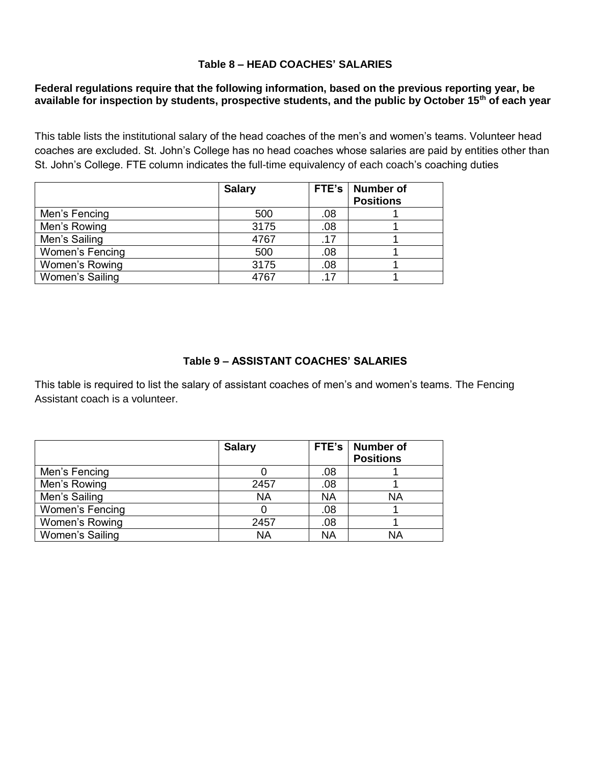## Table 8 – HEAD COACHES' SALARIES

**Federal regulations require that the following information, based on the previous reporting year, be available for inspection by students, prospective students, and the public by October 15th of each year**

This table lists the institutional salary of the head coaches of the men's and women's teams. Volunteer head coaches are excluded. St. John's College has no head coaches whose salaries are paid by entities other than St. John's College. FTE column indicates the full-time equivalency of each coach's coaching duties

| | Salary | FTE's | Number of Positions |
|---|---|---|---|
| Men's Fencing | 500 | .08 | 1 |
| Men's Rowing | 3175 | .08 | 1 |
| Men's Sailing | 4767 | .17 | 1 |
| Women's Fencing | 500 | .08 | 1 |
| Women's Rowing | 3175 | .08 | 1 |
| Women's Sailing | 4767 | .17 | 1 |

## Table 9 – ASSISTANT COACHES' SALARIES

This table is required to list the salary of assistant coaches of men's and women's teams. The Fencing Assistant coach is a volunteer.

| | Salary | FTE's | Number of Positions |
|---|---|---|---|
| Men's Fencing | 0 | .08 | 1 |
| Men's Rowing | 2457 | .08 | 1 |
| Men's Sailing | NA | NA | NA |
| Women's Fencing | 0 | .08 | 1 |
| Women's Rowing | 2457 | .08 | 1 |
| Women's Sailing | NA | NA | NA |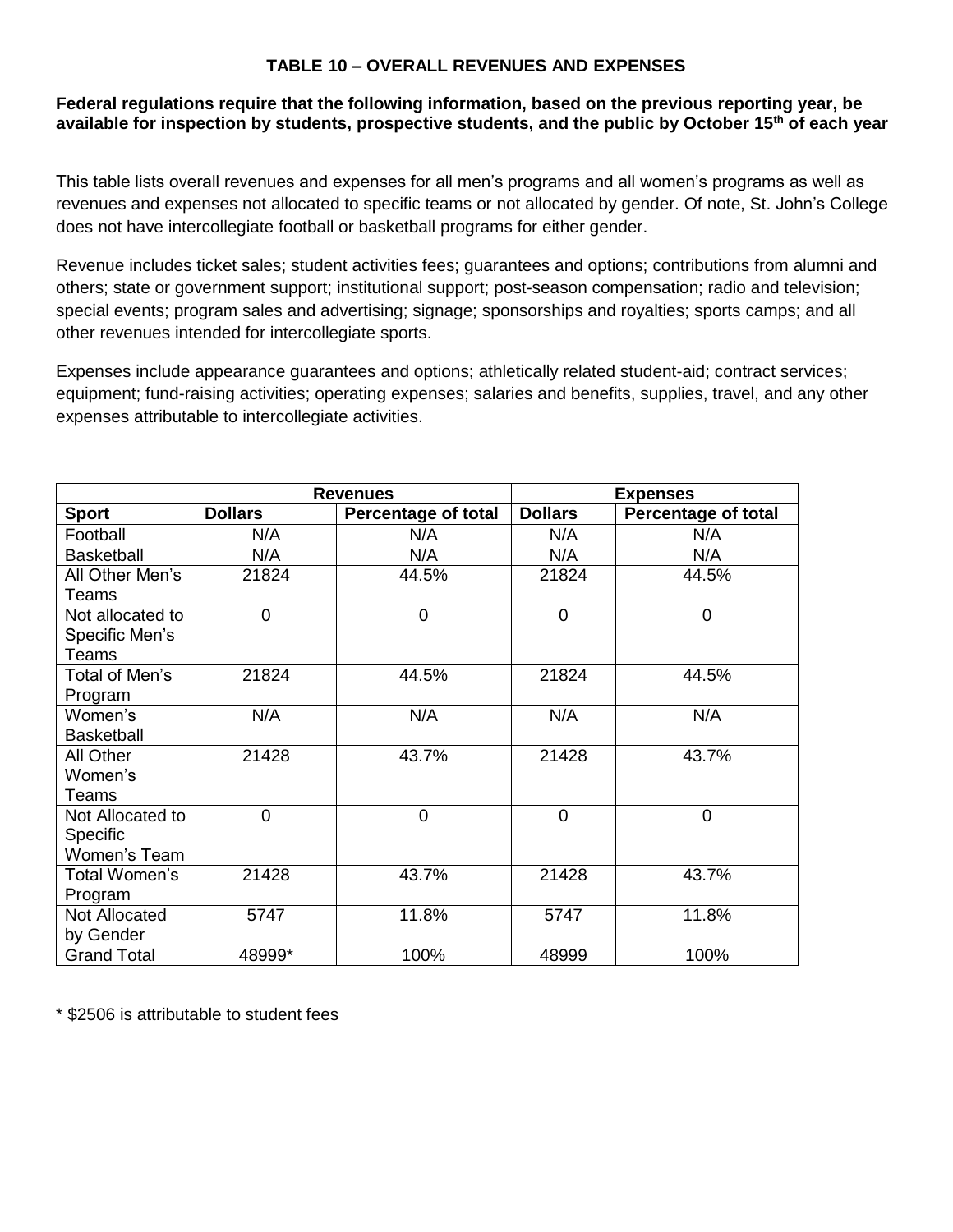### TABLE 10 – OVERALL REVENUES AND EXPENSES

**Federal regulations require that the following information, based on the previous reporting year, be available for inspection by students, prospective students, and the public by October 15th of each year**

This table lists overall revenues and expenses for all men's programs and all women's programs as well as revenues and expenses not allocated to specific teams or not allocated by gender. Of note, St. John's College does not have intercollegiate football or basketball programs for either gender.

Revenue includes ticket sales; student activities fees; guarantees and options; contributions from alumni and others; state or government support; institutional support; post-season compensation; radio and television; special events; program sales and advertising; signage; sponsorships and royalties; sports camps; and all other revenues intended for intercollegiate sports.

Expenses include appearance guarantees and options; athletically related student-aid; contract services; equipment; fund-raising activities; operating expenses; salaries and benefits, supplies, travel, and any other expenses attributable to intercollegiate activities.

| | Revenues | | Expenses | |
|---|---|---|---|---|
| **Sport** | **Dollars** | **Percentage of total** | **Dollars** | **Percentage of total** |
| Football | N/A | N/A | N/A | N/A |
| Basketball | N/A | N/A | N/A | N/A |
| All Other Men's Teams | 21824 | 44.5% | 21824 | 44.5% |
| Not allocated to Specific Men's Teams | 0 | 0 | 0 | 0 |
| Total of Men's Program | 21824 | 44.5% | 21824 | 44.5% |
| Women's Basketball | N/A | N/A | N/A | N/A |
| All Other Women's Teams | 21428 | 43.7% | 21428 | 43.7% |
| Not Allocated to Specific Women's Team | 0 | 0 | 0 | 0 |
| Total Women's Program | 21428 | 43.7% | 21428 | 43.7% |
| Not Allocated by Gender | 5747 | 11.8% | 5747 | 11.8% |
| Grand Total | 48999* | 100% | 48999 | 100% |

* $2506 is attributable to student fees